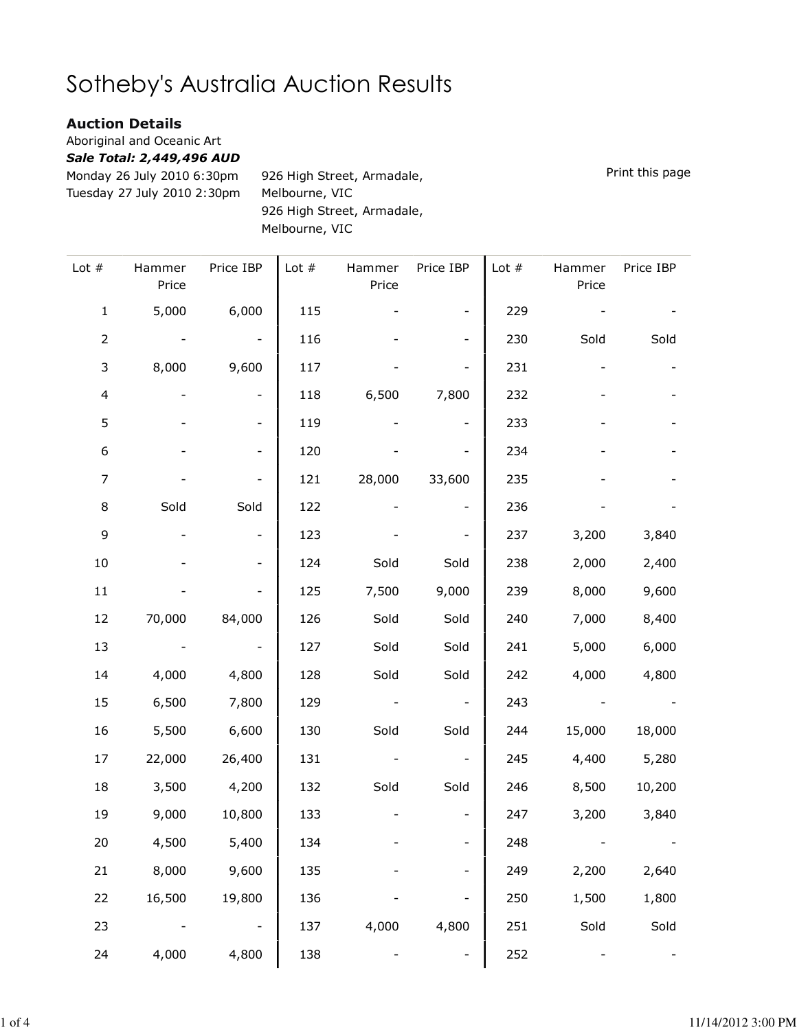# Sotheby's Australia Auction Results

### Auction Details

Aboriginal and Oceanic Art

***Sale Total: 2,449,496 AUD***

Monday 26 July 2010 6:30pm — 926 High Street, Armadale, Melbourne, VIC

Tuesday 27 July 2010 2:30pm — 926 High Street, Armadale, Melbourne, VIC

Print this page

| Lot # | Hammer Price | Price IBP | Lot # | Hammer Price | Price IBP | Lot # | Hammer Price | Price IBP |
|---|---|---|---|---|---|---|---|---|
| 1 | 5,000 | 6,000 | 115 | - | - | 229 | - | - |
| 2 | - | - | 116 | - | - | 230 | Sold | Sold |
| 3 | 8,000 | 9,600 | 117 | - | - | 231 | - | - |
| 4 | - | - | 118 | 6,500 | 7,800 | 232 | - | - |
| 5 | - | - | 119 | - | - | 233 | - | - |
| 6 | - | - | 120 | - | - | 234 | - | - |
| 7 | - | - | 121 | 28,000 | 33,600 | 235 | - | - |
| 8 | Sold | Sold | 122 | - | - | 236 | - | - |
| 9 | - | - | 123 | - | - | 237 | 3,200 | 3,840 |
| 10 | - | - | 124 | Sold | Sold | 238 | 2,000 | 2,400 |
| 11 | - | - | 125 | 7,500 | 9,000 | 239 | 8,000 | 9,600 |
| 12 | 70,000 | 84,000 | 126 | Sold | Sold | 240 | 7,000 | 8,400 |
| 13 | - | - | 127 | Sold | Sold | 241 | 5,000 | 6,000 |
| 14 | 4,000 | 4,800 | 128 | Sold | Sold | 242 | 4,000 | 4,800 |
| 15 | 6,500 | 7,800 | 129 | - | - | 243 | - | - |
| 16 | 5,500 | 6,600 | 130 | Sold | Sold | 244 | 15,000 | 18,000 |
| 17 | 22,000 | 26,400 | 131 | - | - | 245 | 4,400 | 5,280 |
| 18 | 3,500 | 4,200 | 132 | Sold | Sold | 246 | 8,500 | 10,200 |
| 19 | 9,000 | 10,800 | 133 | - | - | 247 | 3,200 | 3,840 |
| 20 | 4,500 | 5,400 | 134 | - | - | 248 | - | - |
| 21 | 8,000 | 9,600 | 135 | - | - | 249 | 2,200 | 2,640 |
| 22 | 16,500 | 19,800 | 136 | - | - | 250 | 1,500 | 1,800 |
| 23 | - | - | 137 | 4,000 | 4,800 | 251 | Sold | Sold |
| 24 | 4,000 | 4,800 | 138 | - | - | 252 | - | - |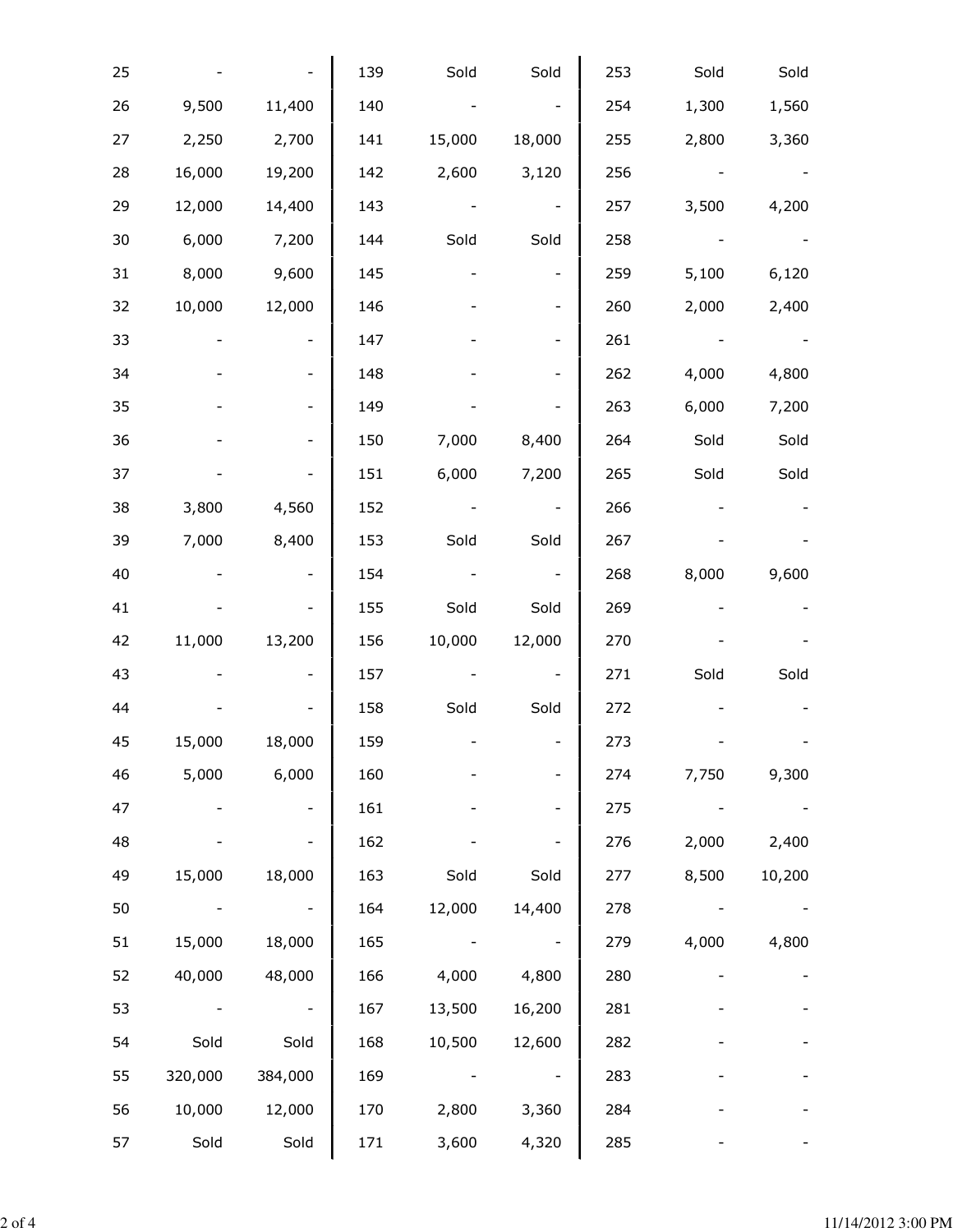| | | | | | | | | |
|---|---|---|---|---|---|---|---|---|
| 25 | - | - | 139 | Sold | Sold | 253 | Sold | Sold |
| 26 | 9,500 | 11,400 | 140 | - | - | 254 | 1,300 | 1,560 |
| 27 | 2,250 | 2,700 | 141 | 15,000 | 18,000 | 255 | 2,800 | 3,360 |
| 28 | 16,000 | 19,200 | 142 | 2,600 | 3,120 | 256 | - | - |
| 29 | 12,000 | 14,400 | 143 | - | - | 257 | 3,500 | 4,200 |
| 30 | 6,000 | 7,200 | 144 | Sold | Sold | 258 | - | - |
| 31 | 8,000 | 9,600 | 145 | - | - | 259 | 5,100 | 6,120 |
| 32 | 10,000 | 12,000 | 146 | - | - | 260 | 2,000 | 2,400 |
| 33 | - | - | 147 | - | - | 261 | - | - |
| 34 | - | - | 148 | - | - | 262 | 4,000 | 4,800 |
| 35 | - | - | 149 | - | - | 263 | 6,000 | 7,200 |
| 36 | - | - | 150 | 7,000 | 8,400 | 264 | Sold | Sold |
| 37 | - | - | 151 | 6,000 | 7,200 | 265 | Sold | Sold |
| 38 | 3,800 | 4,560 | 152 | - | - | 266 | - | - |
| 39 | 7,000 | 8,400 | 153 | Sold | Sold | 267 | - | - |
| 40 | - | - | 154 | - | - | 268 | 8,000 | 9,600 |
| 41 | - | - | 155 | Sold | Sold | 269 | - | - |
| 42 | 11,000 | 13,200 | 156 | 10,000 | 12,000 | 270 | - | - |
| 43 | - | - | 157 | - | - | 271 | Sold | Sold |
| 44 | - | - | 158 | Sold | Sold | 272 | - | - |
| 45 | 15,000 | 18,000 | 159 | - | - | 273 | - | - |
| 46 | 5,000 | 6,000 | 160 | - | - | 274 | 7,750 | 9,300 |
| 47 | - | - | 161 | - | - | 275 | - | - |
| 48 | - | - | 162 | - | - | 276 | 2,000 | 2,400 |
| 49 | 15,000 | 18,000 | 163 | Sold | Sold | 277 | 8,500 | 10,200 |
| 50 | - | - | 164 | 12,000 | 14,400 | 278 | - | - |
| 51 | 15,000 | 18,000 | 165 | - | - | 279 | 4,000 | 4,800 |
| 52 | 40,000 | 48,000 | 166 | 4,000 | 4,800 | 280 | - | - |
| 53 | - | - | 167 | 13,500 | 16,200 | 281 | - | - |
| 54 | Sold | Sold | 168 | 10,500 | 12,600 | 282 | - | - |
| 55 | 320,000 | 384,000 | 169 | - | - | 283 | - | - |
| 56 | 10,000 | 12,000 | 170 | 2,800 | 3,360 | 284 | - | - |
| 57 | Sold | Sold | 171 | 3,600 | 4,320 | 285 | - | - |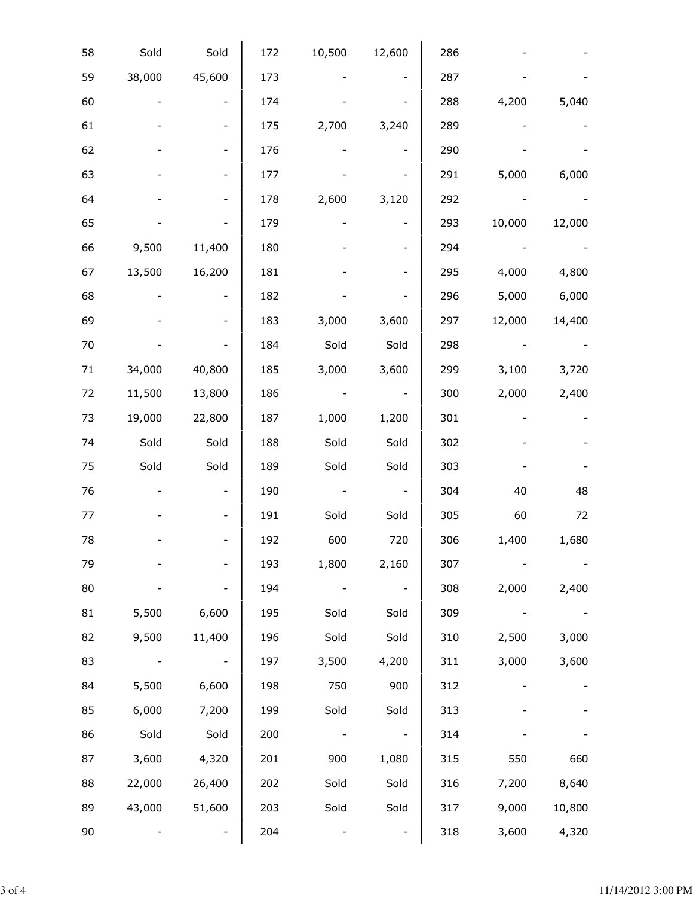|  |  |  |  |  |  |  |  |  |
|---|---|---|---|---|---|---|---|---|
| 58 | Sold | Sold | 172 | 10,500 | 12,600 | 286 | - | - |
| 59 | 38,000 | 45,600 | 173 | - | - | 287 | - | - |
| 60 | - | - | 174 | - | - | 288 | 4,200 | 5,040 |
| 61 | - | - | 175 | 2,700 | 3,240 | 289 | - | - |
| 62 | - | - | 176 | - | - | 290 | - | - |
| 63 | - | - | 177 | - | - | 291 | 5,000 | 6,000 |
| 64 | - | - | 178 | 2,600 | 3,120 | 292 | - | - |
| 65 | - | - | 179 | - | - | 293 | 10,000 | 12,000 |
| 66 | 9,500 | 11,400 | 180 | - | - | 294 | - | - |
| 67 | 13,500 | 16,200 | 181 | - | - | 295 | 4,000 | 4,800 |
| 68 | - | - | 182 | - | - | 296 | 5,000 | 6,000 |
| 69 | - | - | 183 | 3,000 | 3,600 | 297 | 12,000 | 14,400 |
| 70 | - | - | 184 | Sold | Sold | 298 | - | - |
| 71 | 34,000 | 40,800 | 185 | 3,000 | 3,600 | 299 | 3,100 | 3,720 |
| 72 | 11,500 | 13,800 | 186 | - | - | 300 | 2,000 | 2,400 |
| 73 | 19,000 | 22,800 | 187 | 1,000 | 1,200 | 301 | - | - |
| 74 | Sold | Sold | 188 | Sold | Sold | 302 | - | - |
| 75 | Sold | Sold | 189 | Sold | Sold | 303 | - | - |
| 76 | - | - | 190 | - | - | 304 | 40 | 48 |
| 77 | - | - | 191 | Sold | Sold | 305 | 60 | 72 |
| 78 | - | - | 192 | 600 | 720 | 306 | 1,400 | 1,680 |
| 79 | - | - | 193 | 1,800 | 2,160 | 307 | - | - |
| 80 | - | - | 194 | - | - | 308 | 2,000 | 2,400 |
| 81 | 5,500 | 6,600 | 195 | Sold | Sold | 309 | - | - |
| 82 | 9,500 | 11,400 | 196 | Sold | Sold | 310 | 2,500 | 3,000 |
| 83 | - | - | 197 | 3,500 | 4,200 | 311 | 3,000 | 3,600 |
| 84 | 5,500 | 6,600 | 198 | 750 | 900 | 312 | - | - |
| 85 | 6,000 | 7,200 | 199 | Sold | Sold | 313 | - | - |
| 86 | Sold | Sold | 200 | - | - | 314 | - | - |
| 87 | 3,600 | 4,320 | 201 | 900 | 1,080 | 315 | 550 | 660 |
| 88 | 22,000 | 26,400 | 202 | Sold | Sold | 316 | 7,200 | 8,640 |
| 89 | 43,000 | 51,600 | 203 | Sold | Sold | 317 | 9,000 | 10,800 |
| 90 | - | - | 204 | - | - | 318 | 3,600 | 4,320 |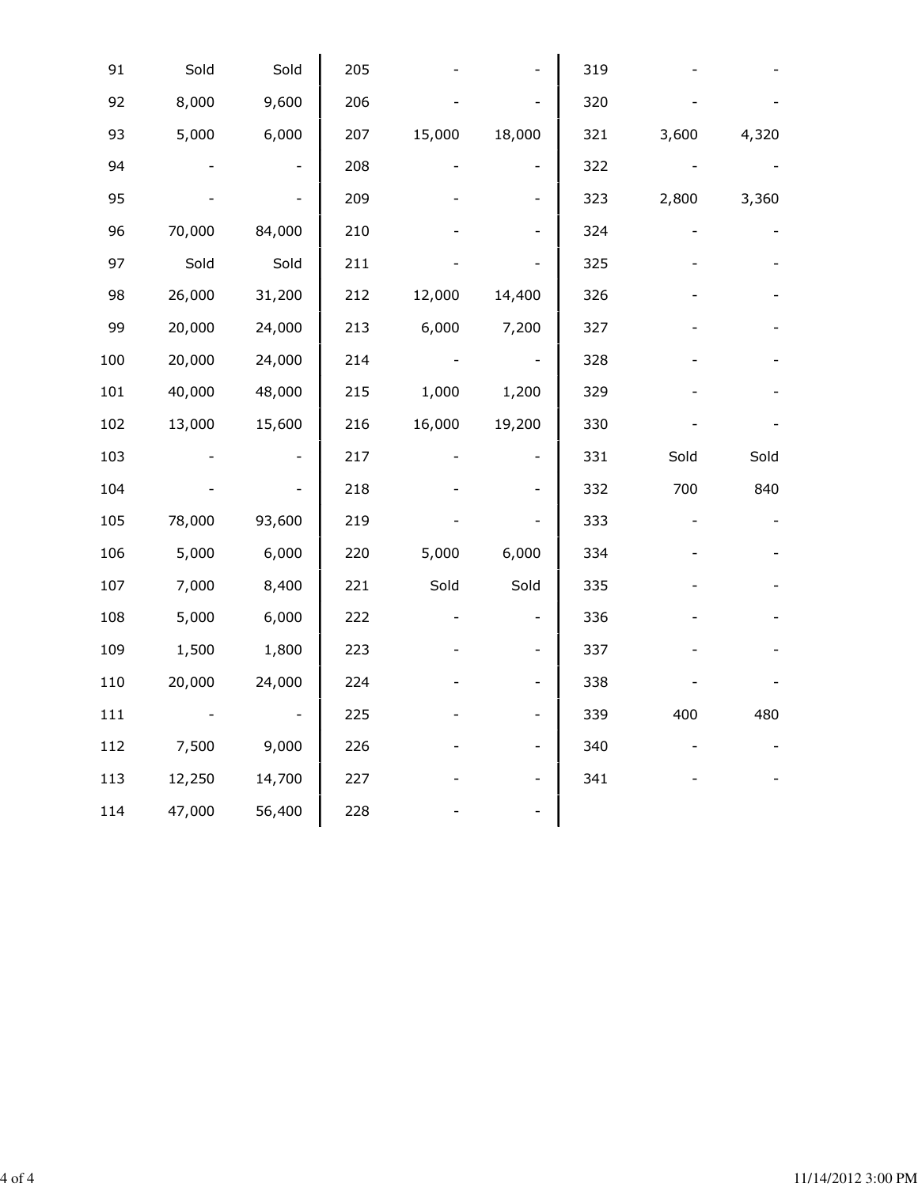| | | | | | | | | |
|---|---|---|---|---|---|---|---|---|
| 91 | Sold | Sold | 205 | - | - | 319 | - | - |
| 92 | 8,000 | 9,600 | 206 | - | - | 320 | - | - |
| 93 | 5,000 | 6,000 | 207 | 15,000 | 18,000 | 321 | 3,600 | 4,320 |
| 94 | - | - | 208 | - | - | 322 | - | - |
| 95 | - | - | 209 | - | - | 323 | 2,800 | 3,360 |
| 96 | 70,000 | 84,000 | 210 | - | - | 324 | - | - |
| 97 | Sold | Sold | 211 | - | - | 325 | - | - |
| 98 | 26,000 | 31,200 | 212 | 12,000 | 14,400 | 326 | - | - |
| 99 | 20,000 | 24,000 | 213 | 6,000 | 7,200 | 327 | - | - |
| 100 | 20,000 | 24,000 | 214 | - | - | 328 | - | - |
| 101 | 40,000 | 48,000 | 215 | 1,000 | 1,200 | 329 | - | - |
| 102 | 13,000 | 15,600 | 216 | 16,000 | 19,200 | 330 | - | - |
| 103 | - | - | 217 | - | - | 331 | Sold | Sold |
| 104 | - | - | 218 | - | - | 332 | 700 | 840 |
| 105 | 78,000 | 93,600 | 219 | - | - | 333 | - | - |
| 106 | 5,000 | 6,000 | 220 | 5,000 | 6,000 | 334 | - | - |
| 107 | 7,000 | 8,400 | 221 | Sold | Sold | 335 | - | - |
| 108 | 5,000 | 6,000 | 222 | - | - | 336 | - | - |
| 109 | 1,500 | 1,800 | 223 | - | - | 337 | - | - |
| 110 | 20,000 | 24,000 | 224 | - | - | 338 | - | - |
| 111 | - | - | 225 | - | - | 339 | 400 | 480 |
| 112 | 7,500 | 9,000 | 226 | - | - | 340 | - | - |
| 113 | 12,250 | 14,700 | 227 | - | - | 341 | - | - |
| 114 | 47,000 | 56,400 | 228 | - | - | | | |